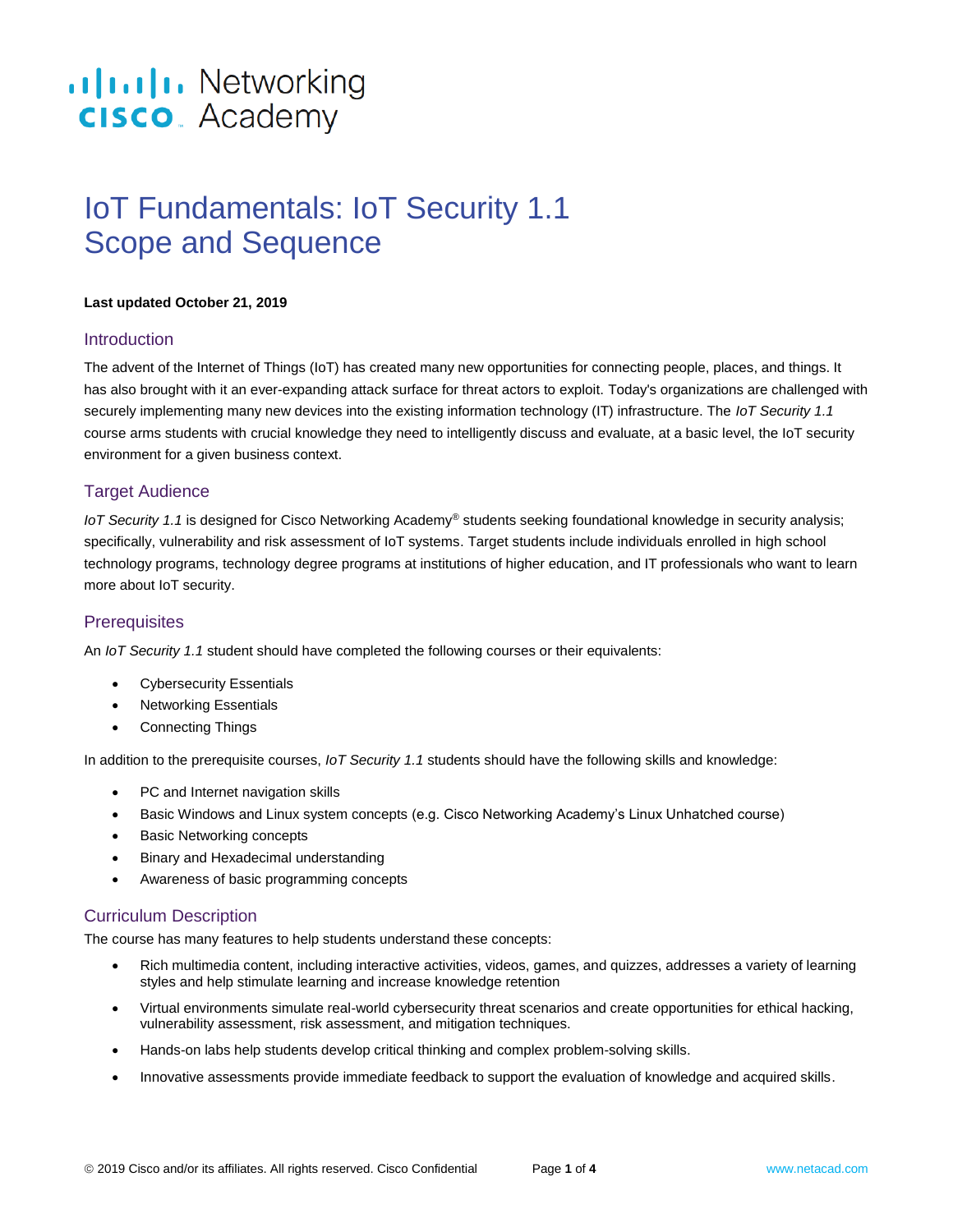# IoT Fundamentals: IoT Security 1.1
# Scope and Sequence

**Last updated October 21, 2019**

## Introduction

The advent of the Internet of Things (IoT) has created many new opportunities for connecting people, places, and things. It has also brought with it an ever-expanding attack surface for threat actors to exploit. Today's organizations are challenged with securely implementing many new devices into the existing information technology (IT) infrastructure. The *IoT Security 1.1* course arms students with crucial knowledge they need to intelligently discuss and evaluate, at a basic level, the IoT security environment for a given business context.

## Target Audience

*IoT Security 1.1* is designed for Cisco Networking Academy® students seeking foundational knowledge in security analysis; specifically, vulnerability and risk assessment of IoT systems. Target students include individuals enrolled in high school technology programs, technology degree programs at institutions of higher education, and IT professionals who want to learn more about IoT security.

## Prerequisites

An *IoT Security 1.1* student should have completed the following courses or their equivalents:

- Cybersecurity Essentials
- Networking Essentials
- Connecting Things

In addition to the prerequisite courses, *IoT Security 1.1* students should have the following skills and knowledge:

- PC and Internet navigation skills
- Basic Windows and Linux system concepts (e.g. Cisco Networking Academy's Linux Unhatched course)
- Basic Networking concepts
- Binary and Hexadecimal understanding
- Awareness of basic programming concepts

## Curriculum Description

The course has many features to help students understand these concepts:

- Rich multimedia content, including interactive activities, videos, games, and quizzes, addresses a variety of learning styles and help stimulate learning and increase knowledge retention
- Virtual environments simulate real-world cybersecurity threat scenarios and create opportunities for ethical hacking, vulnerability assessment, risk assessment, and mitigation techniques.
- Hands-on labs help students develop critical thinking and complex problem-solving skills.
- Innovative assessments provide immediate feedback to support the evaluation of knowledge and acquired skills.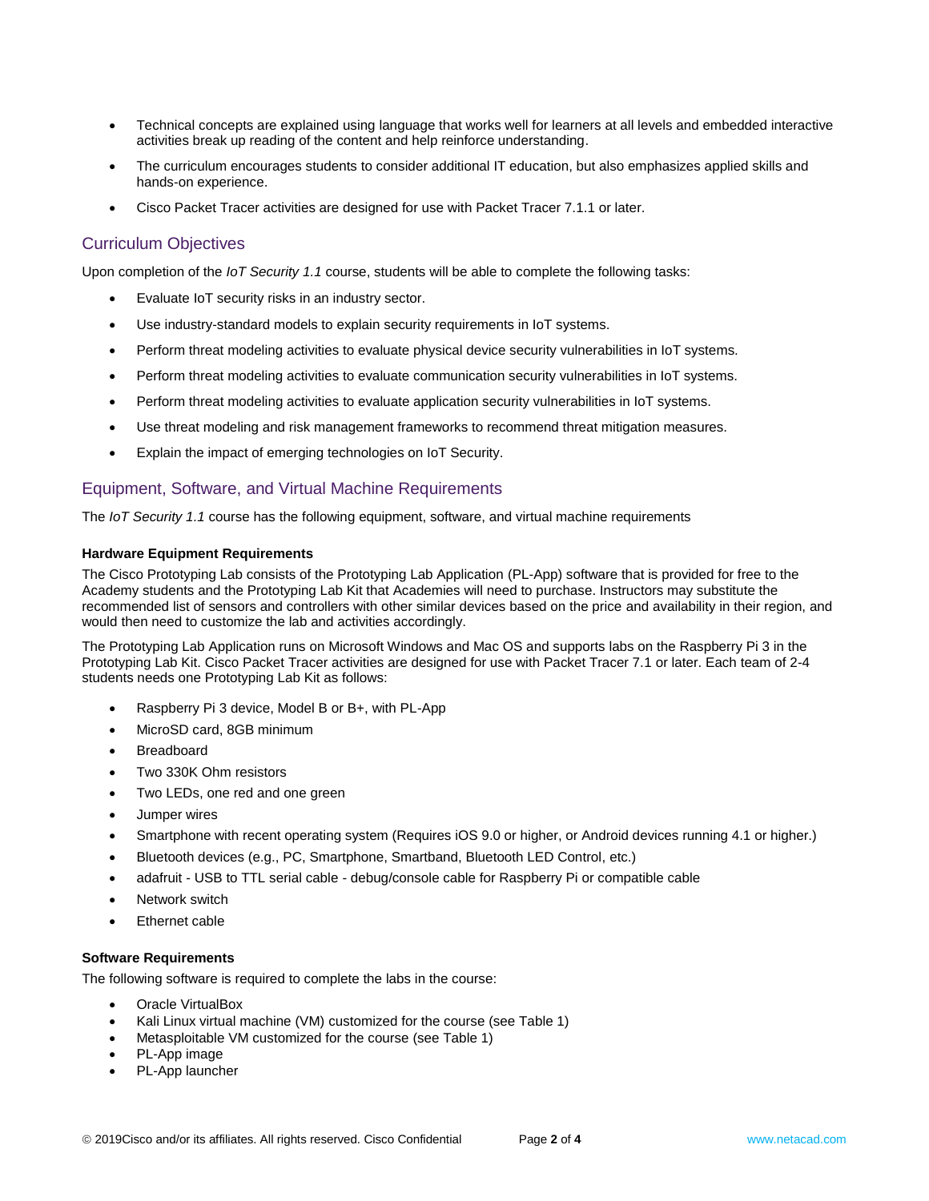- Technical concepts are explained using language that works well for learners at all levels and embedded interactive activities break up reading of the content and help reinforce understanding.
- The curriculum encourages students to consider additional IT education, but also emphasizes applied skills and hands-on experience.
- Cisco Packet Tracer activities are designed for use with Packet Tracer 7.1.1 or later.

## Curriculum Objectives

Upon completion of the *IoT Security 1.1* course, students will be able to complete the following tasks:

- Evaluate IoT security risks in an industry sector.
- Use industry-standard models to explain security requirements in IoT systems.
- Perform threat modeling activities to evaluate physical device security vulnerabilities in IoT systems.
- Perform threat modeling activities to evaluate communication security vulnerabilities in IoT systems.
- Perform threat modeling activities to evaluate application security vulnerabilities in IoT systems.
- Use threat modeling and risk management frameworks to recommend threat mitigation measures.
- Explain the impact of emerging technologies on IoT Security.

## Equipment, Software, and Virtual Machine Requirements

The *IoT Security 1.1* course has the following equipment, software, and virtual machine requirements

### Hardware Equipment Requirements

The Cisco Prototyping Lab consists of the Prototyping Lab Application (PL-App) software that is provided for free to the Academy students and the Prototyping Lab Kit that Academies will need to purchase. Instructors may substitute the recommended list of sensors and controllers with other similar devices based on the price and availability in their region, and would then need to customize the lab and activities accordingly.

The Prototyping Lab Application runs on Microsoft Windows and Mac OS and supports labs on the Raspberry Pi 3 in the Prototyping Lab Kit. Cisco Packet Tracer activities are designed for use with Packet Tracer 7.1 or later. Each team of 2-4 students needs one Prototyping Lab Kit as follows:

- Raspberry Pi 3 device, Model B or B+, with PL-App
- MicroSD card, 8GB minimum
- Breadboard
- Two 330K Ohm resistors
- Two LEDs, one red and one green
- Jumper wires
- Smartphone with recent operating system (Requires iOS 9.0 or higher, or Android devices running 4.1 or higher.)
- Bluetooth devices (e.g., PC, Smartphone, Smartband, Bluetooth LED Control, etc.)
- adafruit - USB to TTL serial cable - debug/console cable for Raspberry Pi or compatible cable
- Network switch
- Ethernet cable

### Software Requirements

The following software is required to complete the labs in the course:

- Oracle VirtualBox
- Kali Linux virtual machine (VM) customized for the course (see Table 1)
- Metasploitable VM customized for the course (see Table 1)
- PL-App image
- PL-App launcher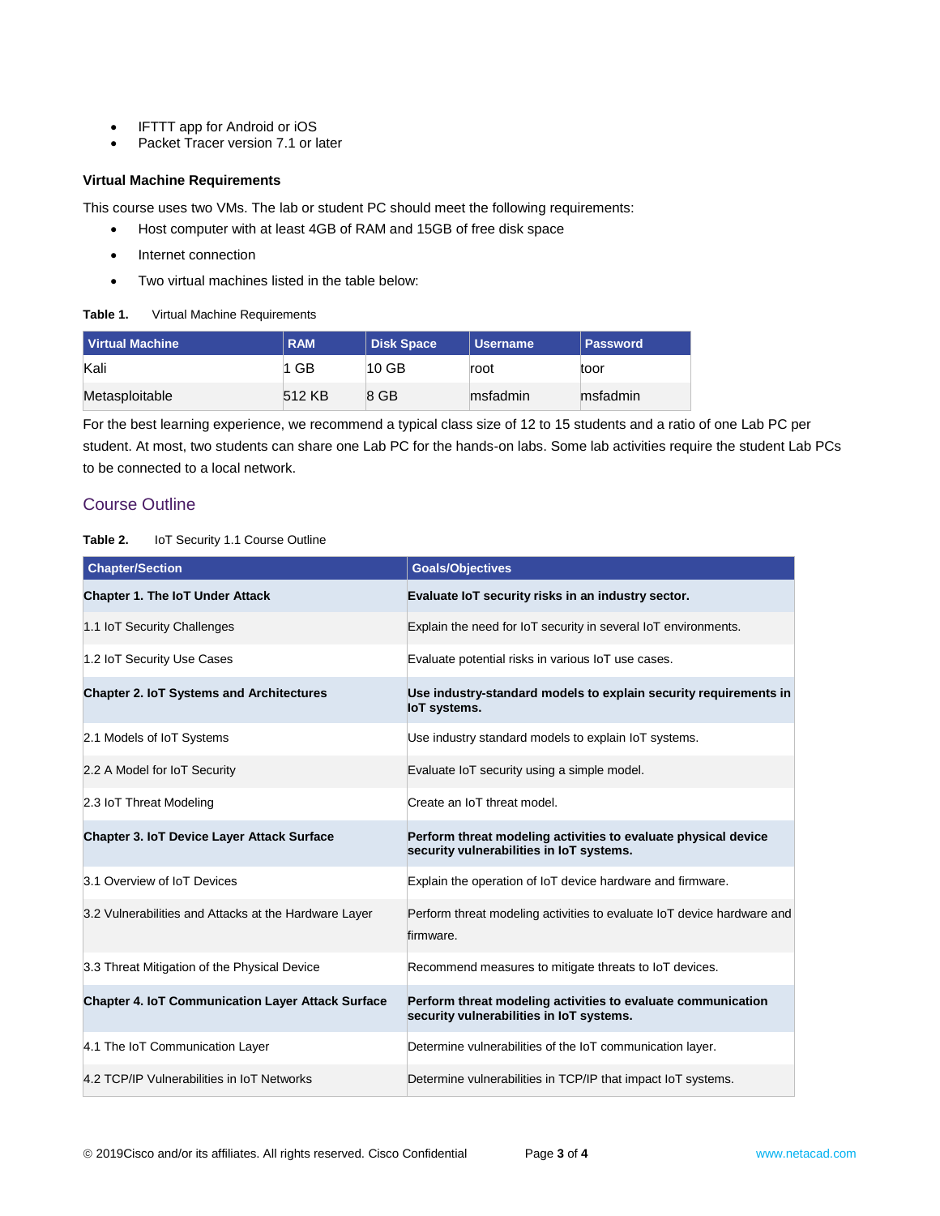- IFTTT app for Android or iOS
- Packet Tracer version 7.1 or later

### Virtual Machine Requirements

This course uses two VMs. The lab or student PC should meet the following requirements:

- Host computer with at least 4GB of RAM and 15GB of free disk space
- Internet connection
- Two virtual machines listed in the table below:

**Table 1.** Virtual Machine Requirements

| Virtual Machine | RAM | Disk Space | Username | Password |
|---|---|---|---|---|
| Kali | 1 GB | 10 GB | root | toor |
| Metasploitable | 512 KB | 8 GB | msfadmin | msfadmin |

For the best learning experience, we recommend a typical class size of 12 to 15 students and a ratio of one Lab PC per student. At most, two students can share one Lab PC for the hands-on labs. Some lab activities require the student Lab PCs to be connected to a local network.

## Course Outline

**Table 2.** IoT Security 1.1 Course Outline

| Chapter/Section | Goals/Objectives |
|---|---|
| **Chapter 1. The IoT Under Attack** | **Evaluate IoT security risks in an industry sector.** |
| 1.1 IoT Security Challenges | Explain the need for IoT security in several IoT environments. |
| 1.2 IoT Security Use Cases | Evaluate potential risks in various IoT use cases. |
| **Chapter 2. IoT Systems and Architectures** | **Use industry-standard models to explain security requirements in IoT systems.** |
| 2.1 Models of IoT Systems | Use industry standard models to explain IoT systems. |
| 2.2 A Model for IoT Security | Evaluate IoT security using a simple model. |
| 2.3 IoT Threat Modeling | Create an IoT threat model. |
| **Chapter 3. IoT Device Layer Attack Surface** | **Perform threat modeling activities to evaluate physical device security vulnerabilities in IoT systems.** |
| 3.1 Overview of IoT Devices | Explain the operation of IoT device hardware and firmware. |
| 3.2 Vulnerabilities and Attacks at the Hardware Layer | Perform threat modeling activities to evaluate IoT device hardware and firmware. |
| 3.3 Threat Mitigation of the Physical Device | Recommend measures to mitigate threats to IoT devices. |
| **Chapter 4. IoT Communication Layer Attack Surface** | **Perform threat modeling activities to evaluate communication security vulnerabilities in IoT systems.** |
| 4.1 The IoT Communication Layer | Determine vulnerabilities of the IoT communication layer. |
| 4.2 TCP/IP Vulnerabilities in IoT Networks | Determine vulnerabilities in TCP/IP that impact IoT systems. |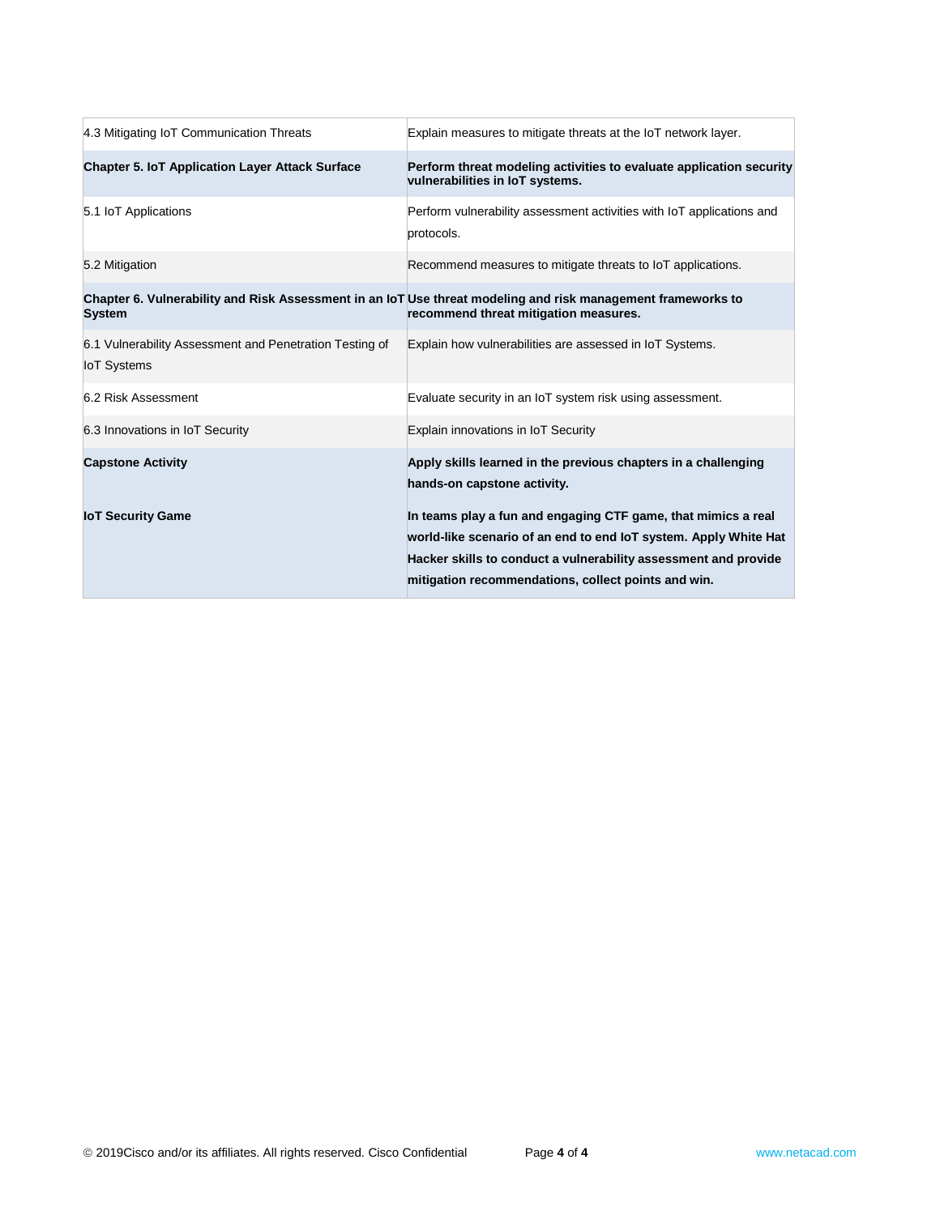| | |
|---|---|
| 4.3 Mitigating IoT Communication Threats | Explain measures to mitigate threats at the IoT network layer. |
| **Chapter 5. IoT Application Layer Attack Surface** | **Perform threat modeling activities to evaluate application security vulnerabilities in IoT systems.** |
| 5.1 IoT Applications | Perform vulnerability assessment activities with IoT applications and protocols. |
| 5.2 Mitigation | Recommend measures to mitigate threats to IoT applications. |
| **Chapter 6. Vulnerability and Risk Assessment in an IoT System** | **Use threat modeling and risk management frameworks to recommend threat mitigation measures.** |
| 6.1 Vulnerability Assessment and Penetration Testing of IoT Systems | Explain how vulnerabilities are assessed in IoT Systems. |
| 6.2 Risk Assessment | Evaluate security in an IoT system risk using assessment. |
| 6.3 Innovations in IoT Security | Explain innovations in IoT Security |
| **Capstone Activity** | **Apply skills learned in the previous chapters in a challenging hands-on capstone activity.** |
| **IoT Security Game** | **In teams play a fun and engaging CTF game, that mimics a real world-like scenario of an end to end IoT system. Apply White Hat Hacker skills to conduct a vulnerability assessment and provide mitigation recommendations, collect points and win.** |